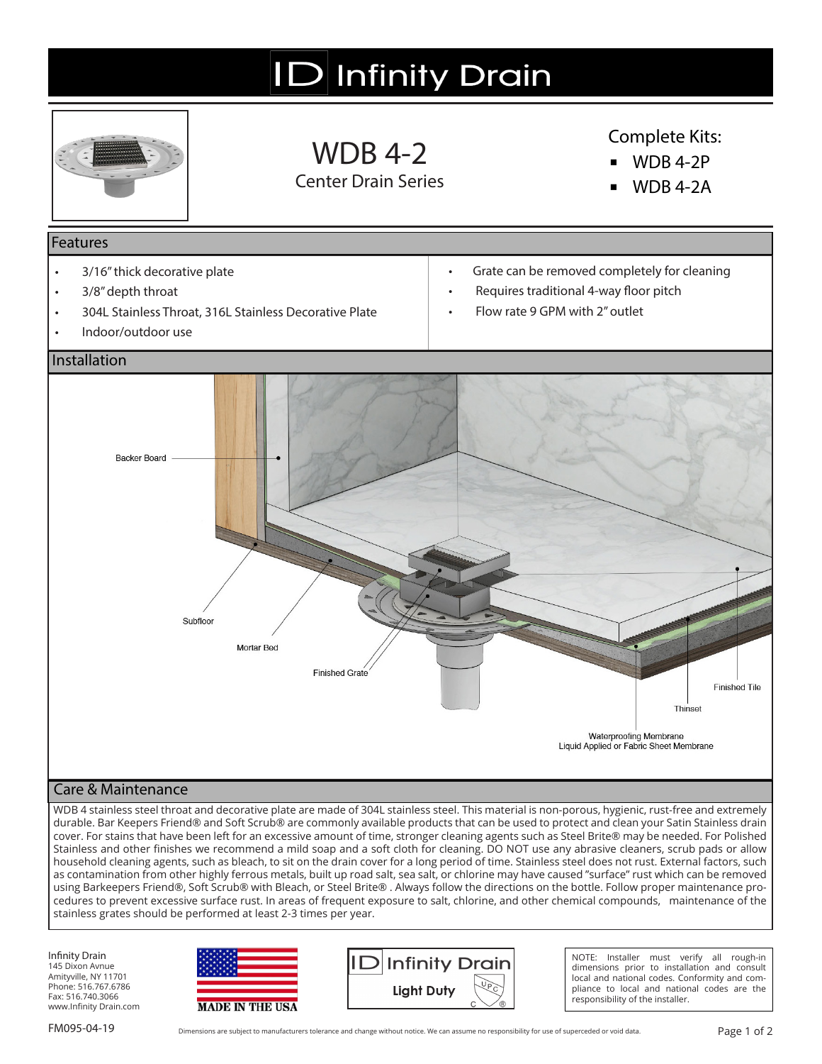# Infinity Drain

# WDB 4-2

Center Drain Series

Complete Kits:

- WDB 4-2P
- WDB 4-2A

## Features

- 3/16" thick decorative plate
- 3/8" depth throat
- 304L Stainless Throat, 316L Stainless Decorative Plate
- Indoor/outdoor use
- Grate can be removed completely for cleaning
- Requires traditional 4-way floor pitch
- Flow rate 9 GPM with 2" outlet

## Installation

Backer Board

Subfloor

Mortar Bed

Finished Grate

Finished Tile

Thinset

Waterproofing Membrane
Liquid Applied or Fabric Sheet Membrane

## Care & Maintenance

WDB 4 stainless steel throat and decorative plate are made of 304L stainless steel. This material is non-porous, hygienic, rust-free and extremely durable. Bar Keepers Friend® and Soft Scrub® are commonly available products that can be used to protect and clean your Satin Stainless drain cover. For stains that have been left for an excessive amount of time, stronger cleaning agents such as Steel Brite® may be needed. For Polished Stainless and other finishes we recommend a mild soap and a soft cloth for cleaning. DO NOT use any abrasive cleaners, scrub pads or allow household cleaning agents, such as bleach, to sit on the drain cover for a long period of time. Stainless steel does not rust. External factors, such as contamination from other highly ferrous metals, built up road salt, sea salt, or chlorine may have caused "surface" rust which can be removed using Barkeepers Friend®, Soft Scrub® with Bleach, or Steel Brite® . Always follow the directions on the bottle. Follow proper maintenance procedures to prevent excessive surface rust. In areas of frequent exposure to salt, chlorine, and other chemical compounds, maintenance of the stainless grates should be performed at least 2-3 times per year.

Infinity Drain
145 Dixon Avnue
Amityville, NY 11701
Phone: 516.767.6786
Fax: 516.740.3066
www.Infinity Drain.com

MADE IN THE USA

Infinity Drain
Light Duty

NOTE: Installer must verify all rough-in dimensions prior to installation and consult local and national codes. Conformity and compliance to local and national codes are the responsibility of the installer.

FM095-04-19

Dimensions are subject to manufacturers tolerance and change without notice. We can assume no responsibility for use of superceded or void data.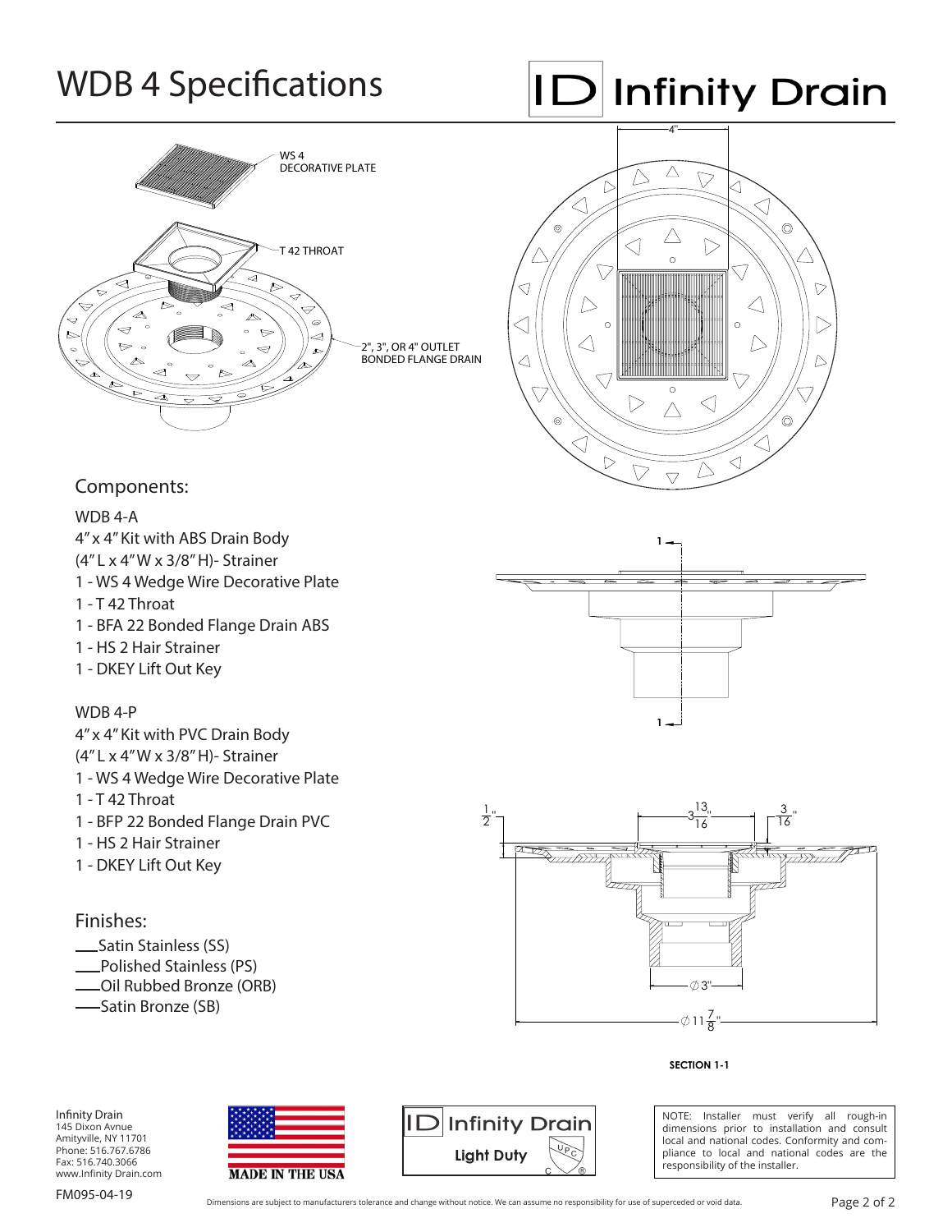# WDB 4 Specifications

Infinity Drain

WS 4
DECORATIVE PLATE

T 42 THROAT

2", 3", OR 4" OUTLET
BONDED FLANGE DRAIN

4"

## Components:

WDB 4-A

4" x 4" Kit with ABS Drain Body
(4" L x 4" W x 3/8" H)- Strainer
1 - WS 4 Wedge Wire Decorative Plate
1 - T 42 Throat
1 - BFA 22 Bonded Flange Drain ABS
1 - HS 2 Hair Strainer
1 - DKEY Lift Out Key

WDB 4-P

4" x 4" Kit with PVC Drain Body
(4" L x 4" W x 3/8" H)- Strainer
1 - WS 4 Wedge Wire Decorative Plate
1 - T 42 Throat
1 - BFP 22 Bonded Flange Drain PVC
1 - HS 2 Hair Strainer
1 - DKEY Lift Out Key

## Finishes:

___Satin Stainless (SS)
___Polished Stainless (PS)
___Oil Rubbed Bronze (ORB)
___Satin Bronze (SB)

1

1

$\frac{1}{2}$"

$3\frac{13}{16}$"

$\frac{3}{16}$"

∅3"

∅$11\frac{7}{8}$"

**SECTION 1-1**

Infinity Drain
145 Dixon Avnue
Amityville, NY 11701
Phone: 516.767.6786
Fax: 516.740.3066
www.Infinity Drain.com

MADE IN THE USA

Infinity Drain
Light Duty

NOTE: Installer must verify all rough-in dimensions prior to installation and consult local and national codes. Conformity and compliance to local and national codes are the responsibility of the installer.

FM095-04-19

Dimensions are subject to manufacturers tolerance and change without notice. We can assume no responsibility for use of superceded or void data.